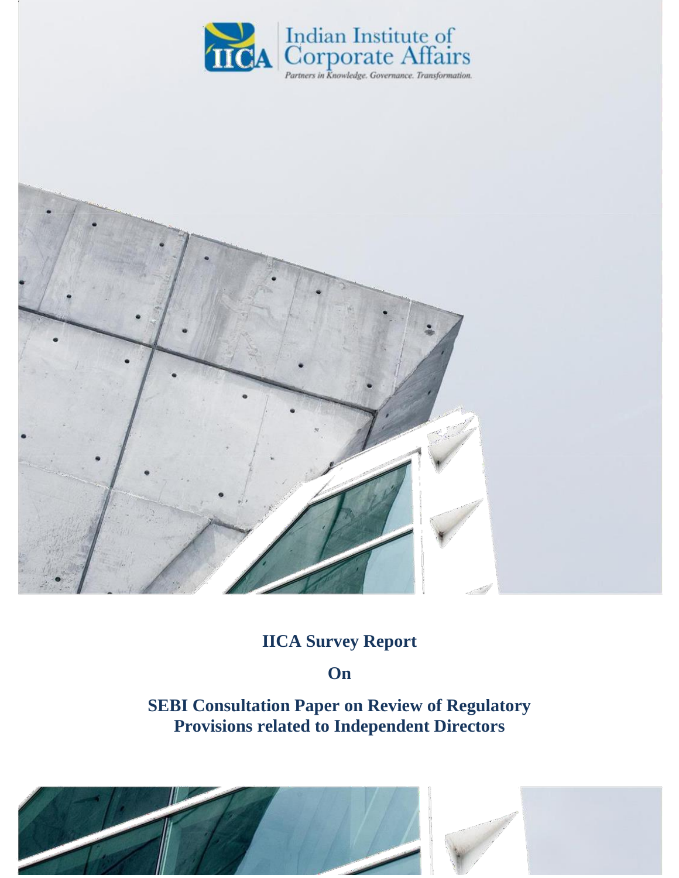Indian Institute of Corporate Affairs

*Partners in Knowledge. Governance. Transformation.*

# IICA Survey Report

## On

## SEBI Consultation Paper on Review of Regulatory Provisions related to Independent Directors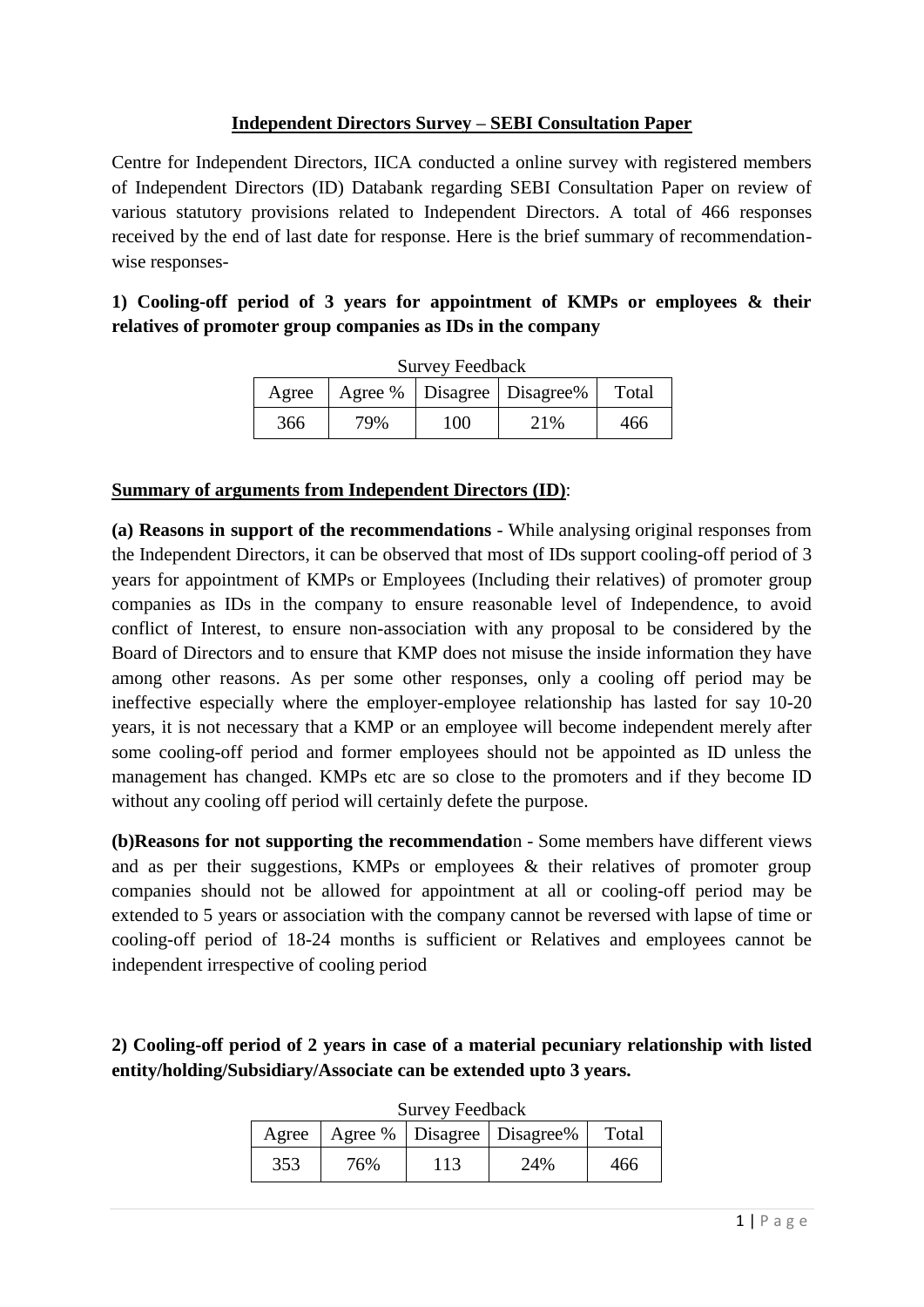## Independent Directors Survey – SEBI Consultation Paper

Centre for Independent Directors, IICA conducted a online survey with registered members of Independent Directors (ID) Databank regarding SEBI Consultation Paper on review of various statutory provisions related to Independent Directors. A total of 466 responses received by the end of last date for response. Here is the brief summary of recommendation-wise responses-

### 1) Cooling-off period of 3 years for appointment of KMPs or employees & their relatives of promoter group companies as IDs in the company

Survey Feedback

| Agree | Agree % | Disagree | Disagree% | Total |
|---|---|---|---|---|
| 366 | 79% | 100 | 21% | 466 |

**Summary of arguments from Independent Directors (ID)**:

**(a) Reasons in support of the recommendations** - While analysing original responses from the Independent Directors, it can be observed that most of IDs support cooling-off period of 3 years for appointment of KMPs or Employees (Including their relatives) of promoter group companies as IDs in the company to ensure reasonable level of Independence, to avoid conflict of Interest, to ensure non-association with any proposal to be considered by the Board of Directors and to ensure that KMP does not misuse the inside information they have among other reasons. As per some other responses, only a cooling off period may be ineffective especially where the employer-employee relationship has lasted for say 10-20 years, it is not necessary that a KMP or an employee will become independent merely after some cooling-off period and former employees should not be appointed as ID unless the management has changed. KMPs etc are so close to the promoters and if they become ID without any cooling off period will certainly defete the purpose.

**(b)Reasons for not supporting the recommendatio**n - Some members have different views and as per their suggestions, KMPs or employees & their relatives of promoter group companies should not be allowed for appointment at all or cooling-off period may be extended to 5 years or association with the company cannot be reversed with lapse of time or cooling-off period of 18-24 months is sufficient or Relatives and employees cannot be independent irrespective of cooling period

### 2) Cooling-off period of 2 years in case of a material pecuniary relationship with listed entity/holding/Subsidiary/Associate can be extended upto 3 years.

Survey Feedback

| Agree | Agree % | Disagree | Disagree% | Total |
|---|---|---|---|---|
| 353 | 76% | 113 | 24% | 466 |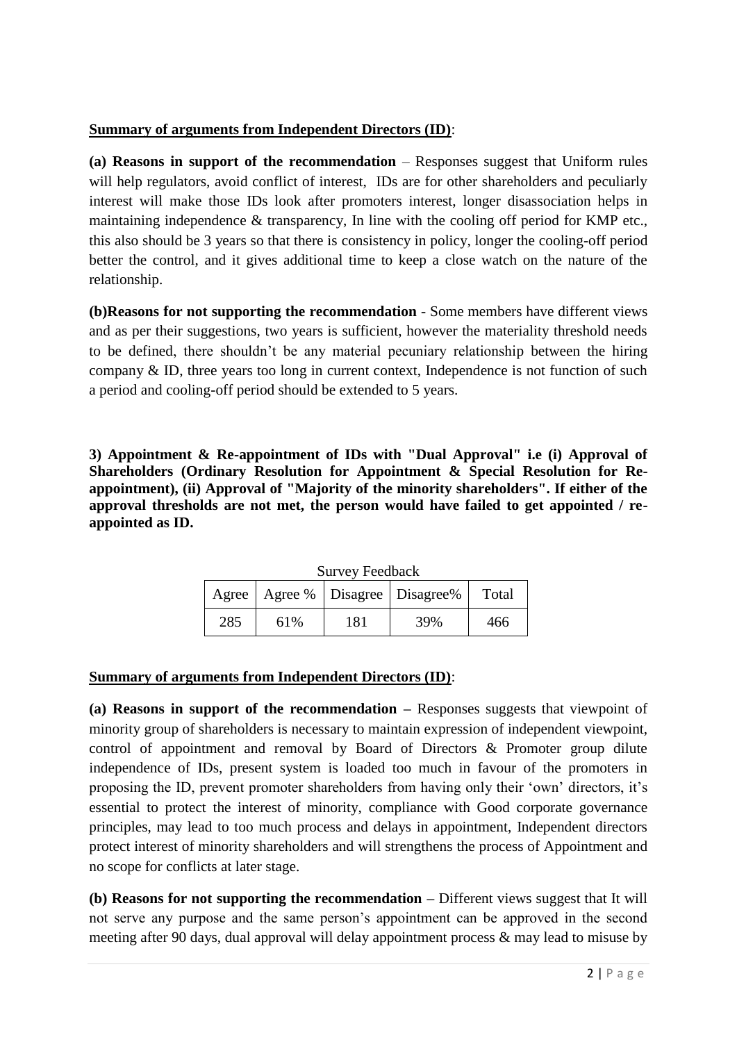**Summary of arguments from Independent Directors (ID)**:

**(a) Reasons in support of the recommendation** – Responses suggest that Uniform rules will help regulators, avoid conflict of interest, IDs are for other shareholders and peculiarly interest will make those IDs look after promoters interest, longer disassociation helps in maintaining independence & transparency, In line with the cooling off period for KMP etc., this also should be 3 years so that there is consistency in policy, longer the cooling-off period better the control, and it gives additional time to keep a close watch on the nature of the relationship.

**(b)Reasons for not supporting the recommendation** - Some members have different views and as per their suggestions, two years is sufficient, however the materiality threshold needs to be defined, there shouldn't be any material pecuniary relationship between the hiring company & ID, three years too long in current context, Independence is not function of such a period and cooling-off period should be extended to 5 years.

**3) Appointment & Re-appointment of IDs with "Dual Approval" i.e (i) Approval of Shareholders (Ordinary Resolution for Appointment & Special Resolution for Re-appointment), (ii) Approval of "Majority of the minority shareholders". If either of the approval thresholds are not met, the person would have failed to get appointed / re-appointed as ID.**

Survey Feedback

| Agree | Agree % | Disagree | Disagree% | Total |
|---|---|---|---|---|
| 285 | 61% | 181 | 39% | 466 |

**Summary of arguments from Independent Directors (ID)**:

**(a) Reasons in support of the recommendation –** Responses suggests that viewpoint of minority group of shareholders is necessary to maintain expression of independent viewpoint, control of appointment and removal by Board of Directors & Promoter group dilute independence of IDs, present system is loaded too much in favour of the promoters in proposing the ID, prevent promoter shareholders from having only their 'own' directors, it's essential to protect the interest of minority, compliance with Good corporate governance principles, may lead to too much process and delays in appointment, Independent directors protect interest of minority shareholders and will strengthens the process of Appointment and no scope for conflicts at later stage.

**(b) Reasons for not supporting the recommendation –** Different views suggest that It will not serve any purpose and the same person's appointment can be approved in the second meeting after 90 days, dual approval will delay appointment process & may lead to misuse by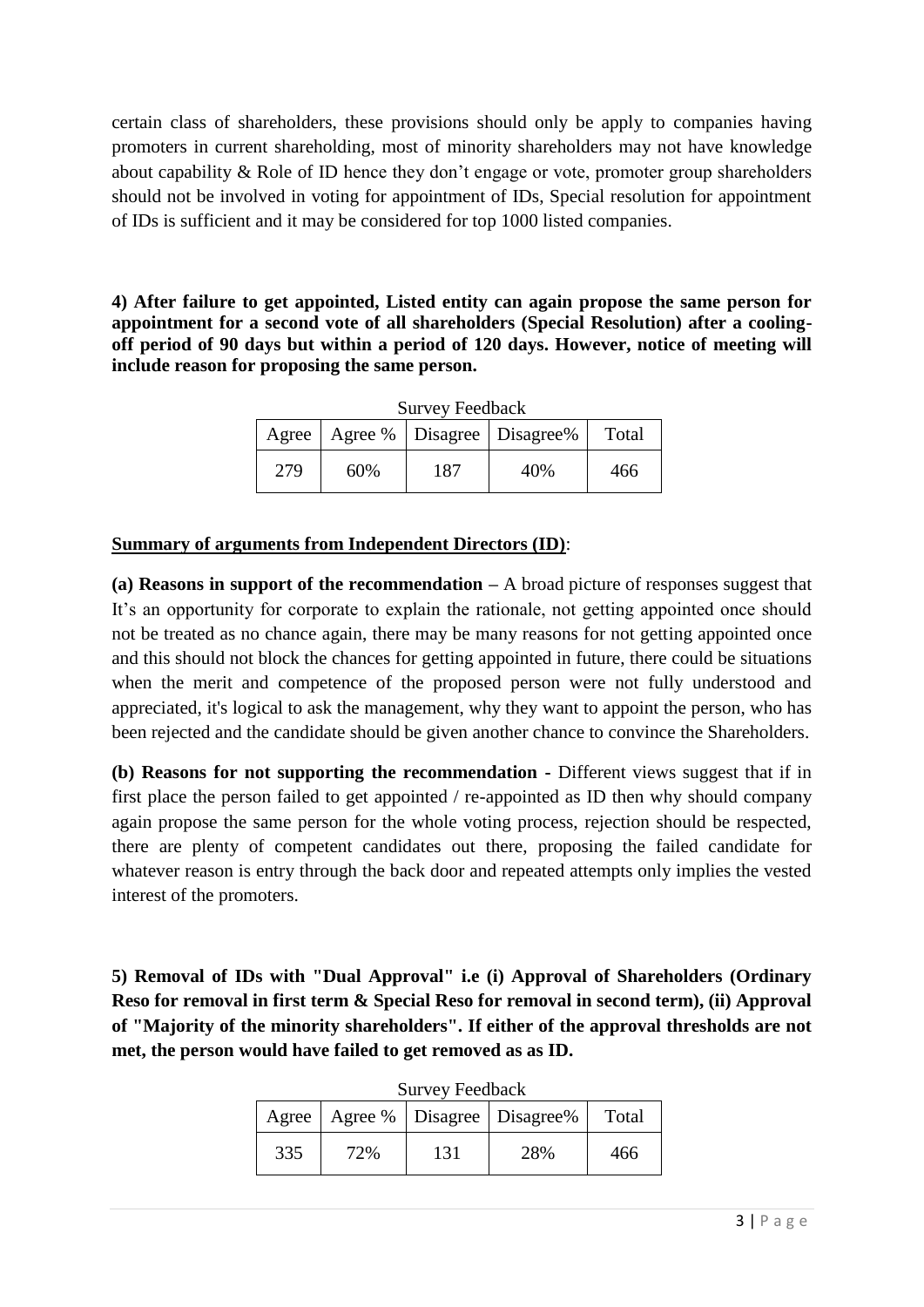certain class of shareholders, these provisions should only be apply to companies having promoters in current shareholding, most of minority shareholders may not have knowledge about capability & Role of ID hence they don't engage or vote, promoter group shareholders should not be involved in voting for appointment of IDs, Special resolution for appointment of IDs is sufficient and it may be considered for top 1000 listed companies.

**4) After failure to get appointed, Listed entity can again propose the same person for appointment for a second vote of all shareholders (Special Resolution) after a cooling-off period of 90 days but within a period of 120 days. However, notice of meeting will include reason for proposing the same person.**

Survey Feedback

| Agree | Agree % | Disagree | Disagree% | Total |
|---|---|---|---|---|
| 279 | 60% | 187 | 40% | 466 |

**Summary of arguments from Independent Directors (ID)**:

**(a) Reasons in support of the recommendation –** A broad picture of responses suggest that It's an opportunity for corporate to explain the rationale, not getting appointed once should not be treated as no chance again, there may be many reasons for not getting appointed once and this should not block the chances for getting appointed in future, there could be situations when the merit and competence of the proposed person were not fully understood and appreciated, it's logical to ask the management, why they want to appoint the person, who has been rejected and the candidate should be given another chance to convince the Shareholders.

**(b) Reasons for not supporting the recommendation** - Different views suggest that if in first place the person failed to get appointed / re-appointed as ID then why should company again propose the same person for the whole voting process, rejection should be respected, there are plenty of competent candidates out there, proposing the failed candidate for whatever reason is entry through the back door and repeated attempts only implies the vested interest of the promoters.

**5) Removal of IDs with "Dual Approval" i.e (i) Approval of Shareholders (Ordinary Reso for removal in first term & Special Reso for removal in second term), (ii) Approval of "Majority of the minority shareholders". If either of the approval thresholds are not met, the person would have failed to get removed as as ID.**

Survey Feedback

| Agree | Agree % | Disagree | Disagree% | Total |
|---|---|---|---|---|
| 335 | 72% | 131 | 28% | 466 |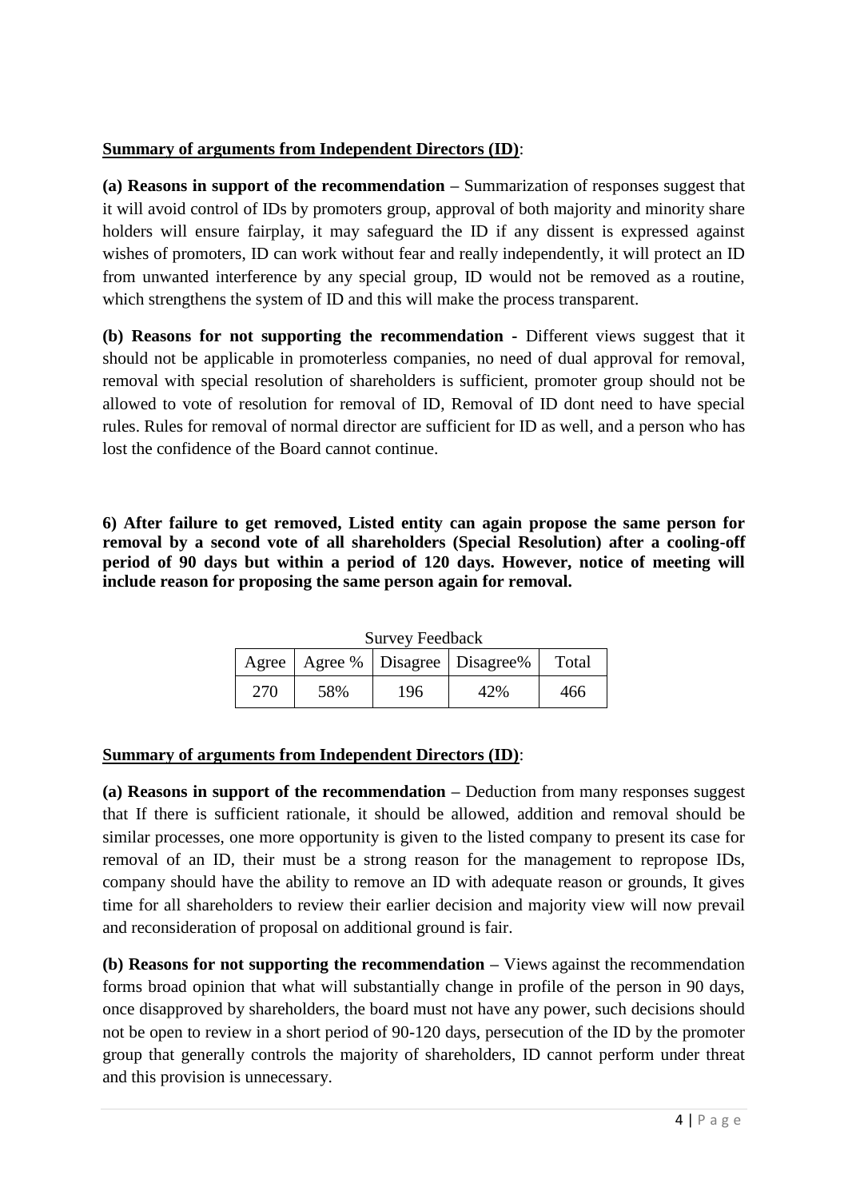**Summary of arguments from Independent Directors (ID)**:

**(a) Reasons in support of the recommendation –** Summarization of responses suggest that it will avoid control of IDs by promoters group, approval of both majority and minority share holders will ensure fairplay, it may safeguard the ID if any dissent is expressed against wishes of promoters, ID can work without fear and really independently, it will protect an ID from unwanted interference by any special group, ID would not be removed as a routine, which strengthens the system of ID and this will make the process transparent.

**(b) Reasons for not supporting the recommendation -** Different views suggest that it should not be applicable in promoterless companies, no need of dual approval for removal, removal with special resolution of shareholders is sufficient, promoter group should not be allowed to vote of resolution for removal of ID, Removal of ID dont need to have special rules. Rules for removal of normal director are sufficient for ID as well, and a person who has lost the confidence of the Board cannot continue.

**6) After failure to get removed, Listed entity can again propose the same person for removal by a second vote of all shareholders (Special Resolution) after a cooling-off period of 90 days but within a period of 120 days. However, notice of meeting will include reason for proposing the same person again for removal.**

Survey Feedback

| Agree | Agree % | Disagree | Disagree% | Total |
|---|---|---|---|---|
| 270 | 58% | 196 | 42% | 466 |

**Summary of arguments from Independent Directors (ID)**:

**(a) Reasons in support of the recommendation –** Deduction from many responses suggest that If there is sufficient rationale, it should be allowed, addition and removal should be similar processes, one more opportunity is given to the listed company to present its case for removal of an ID, their must be a strong reason for the management to repropose IDs, company should have the ability to remove an ID with adequate reason or grounds, It gives time for all shareholders to review their earlier decision and majority view will now prevail and reconsideration of proposal on additional ground is fair.

**(b) Reasons for not supporting the recommendation –** Views against the recommendation forms broad opinion that what will substantially change in profile of the person in 90 days, once disapproved by shareholders, the board must not have any power, such decisions should not be open to review in a short period of 90-120 days, persecution of the ID by the promoter group that generally controls the majority of shareholders, ID cannot perform under threat and this provision is unnecessary.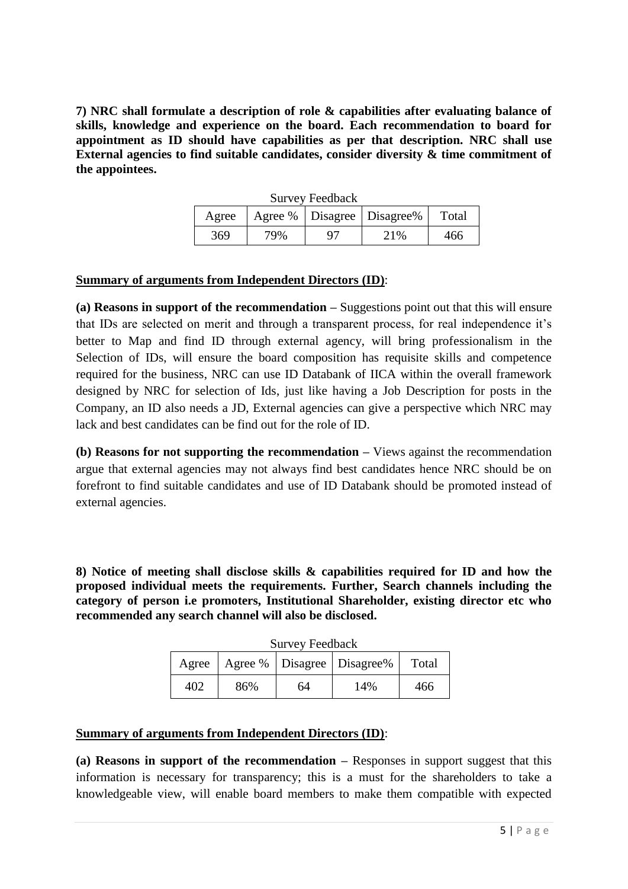**7) NRC shall formulate a description of role & capabilities after evaluating balance of skills, knowledge and experience on the board. Each recommendation to board for appointment as ID should have capabilities as per that description. NRC shall use External agencies to find suitable candidates, consider diversity & time commitment of the appointees.**

Survey Feedback

| Agree | Agree % | Disagree | Disagree% | Total |
|---|---|---|---|---|
| 369 | 79% | 97 | 21% | 466 |

**Summary of arguments from Independent Directors (ID)**:

**(a) Reasons in support of the recommendation –** Suggestions point out that this will ensure that IDs are selected on merit and through a transparent process, for real independence it's better to Map and find ID through external agency, will bring professionalism in the Selection of IDs, will ensure the board composition has requisite skills and competence required for the business, NRC can use ID Databank of IICA within the overall framework designed by NRC for selection of Ids, just like having a Job Description for posts in the Company, an ID also needs a JD, External agencies can give a perspective which NRC may lack and best candidates can be find out for the role of ID.

**(b) Reasons for not supporting the recommendation –** Views against the recommendation argue that external agencies may not always find best candidates hence NRC should be on forefront to find suitable candidates and use of ID Databank should be promoted instead of external agencies.

**8) Notice of meeting shall disclose skills & capabilities required for ID and how the proposed individual meets the requirements. Further, Search channels including the category of person i.e promoters, Institutional Shareholder, existing director etc who recommended any search channel will also be disclosed.**

Survey Feedback

| Agree | Agree % | Disagree | Disagree% | Total |
|---|---|---|---|---|
| 402 | 86% | 64 | 14% | 466 |

**Summary of arguments from Independent Directors (ID)**:

**(a) Reasons in support of the recommendation –** Responses in support suggest that this information is necessary for transparency; this is a must for the shareholders to take a knowledgeable view, will enable board members to make them compatible with expected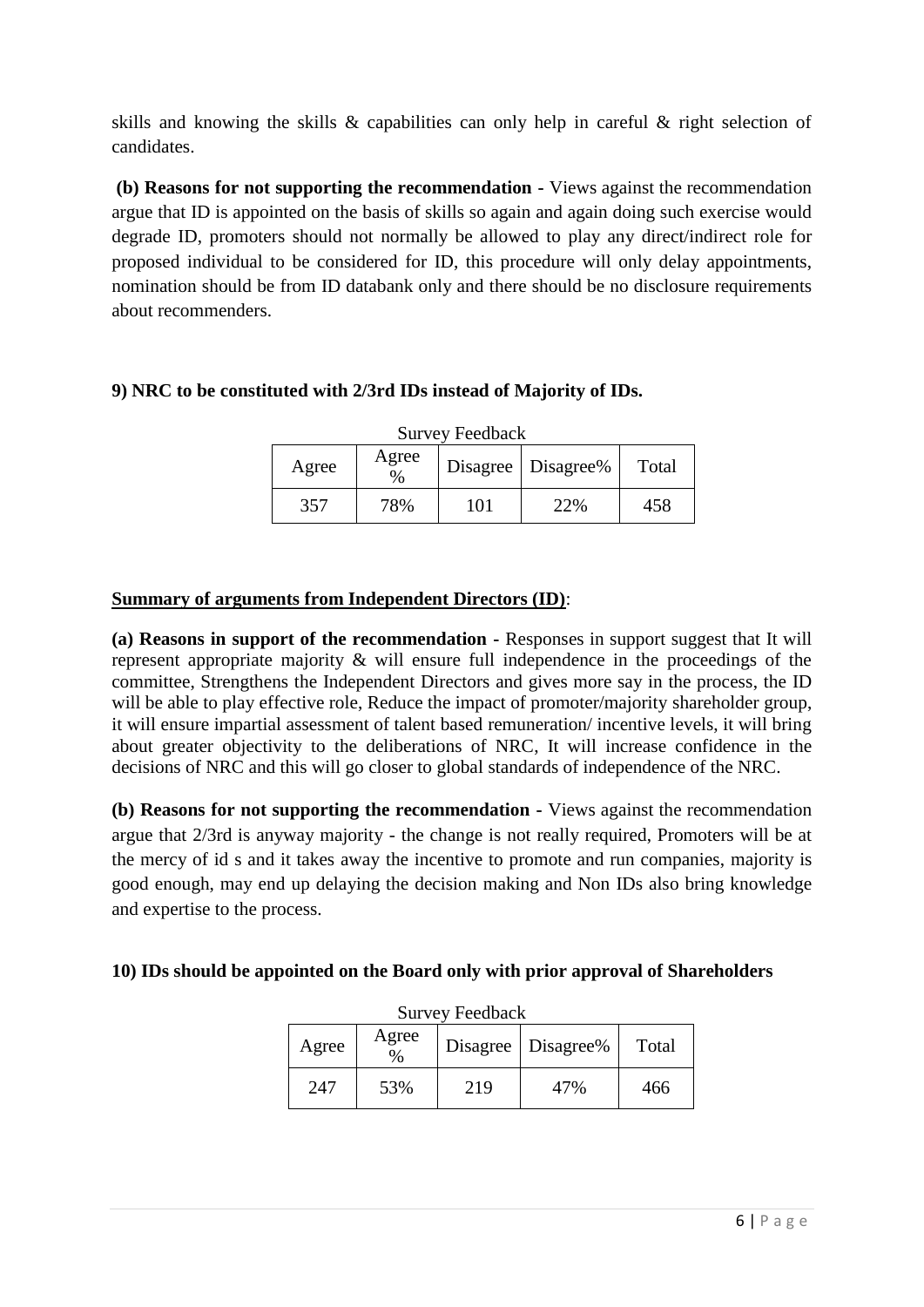skills and knowing the skills & capabilities can only help in careful & right selection of candidates.

**(b) Reasons for not supporting the recommendation -** Views against the recommendation argue that ID is appointed on the basis of skills so again and again doing such exercise would degrade ID, promoters should not normally be allowed to play any direct/indirect role for proposed individual to be considered for ID, this procedure will only delay appointments, nomination should be from ID databank only and there should be no disclosure requirements about recommenders.

**9) NRC to be constituted with 2/3rd IDs instead of Majority of IDs.**

Survey Feedback

| Agree | Agree % | Disagree | Disagree% | Total |
|---|---|---|---|---|
| 357 | 78% | 101 | 22% | 458 |

**Summary of arguments from Independent Directors (ID)**:

**(a) Reasons in support of the recommendation -** Responses in support suggest that It will represent appropriate majority & will ensure full independence in the proceedings of the committee, Strengthens the Independent Directors and gives more say in the process, the ID will be able to play effective role, Reduce the impact of promoter/majority shareholder group, it will ensure impartial assessment of talent based remuneration/ incentive levels, it will bring about greater objectivity to the deliberations of NRC, It will increase confidence in the decisions of NRC and this will go closer to global standards of independence of the NRC.

**(b) Reasons for not supporting the recommendation -** Views against the recommendation argue that 2/3rd is anyway majority - the change is not really required, Promoters will be at the mercy of id s and it takes away the incentive to promote and run companies, majority is good enough, may end up delaying the decision making and Non IDs also bring knowledge and expertise to the process.

**10) IDs should be appointed on the Board only with prior approval of Shareholders**

Survey Feedback

| Agree | Agree % | Disagree | Disagree% | Total |
|---|---|---|---|---|
| 247 | 53% | 219 | 47% | 466 |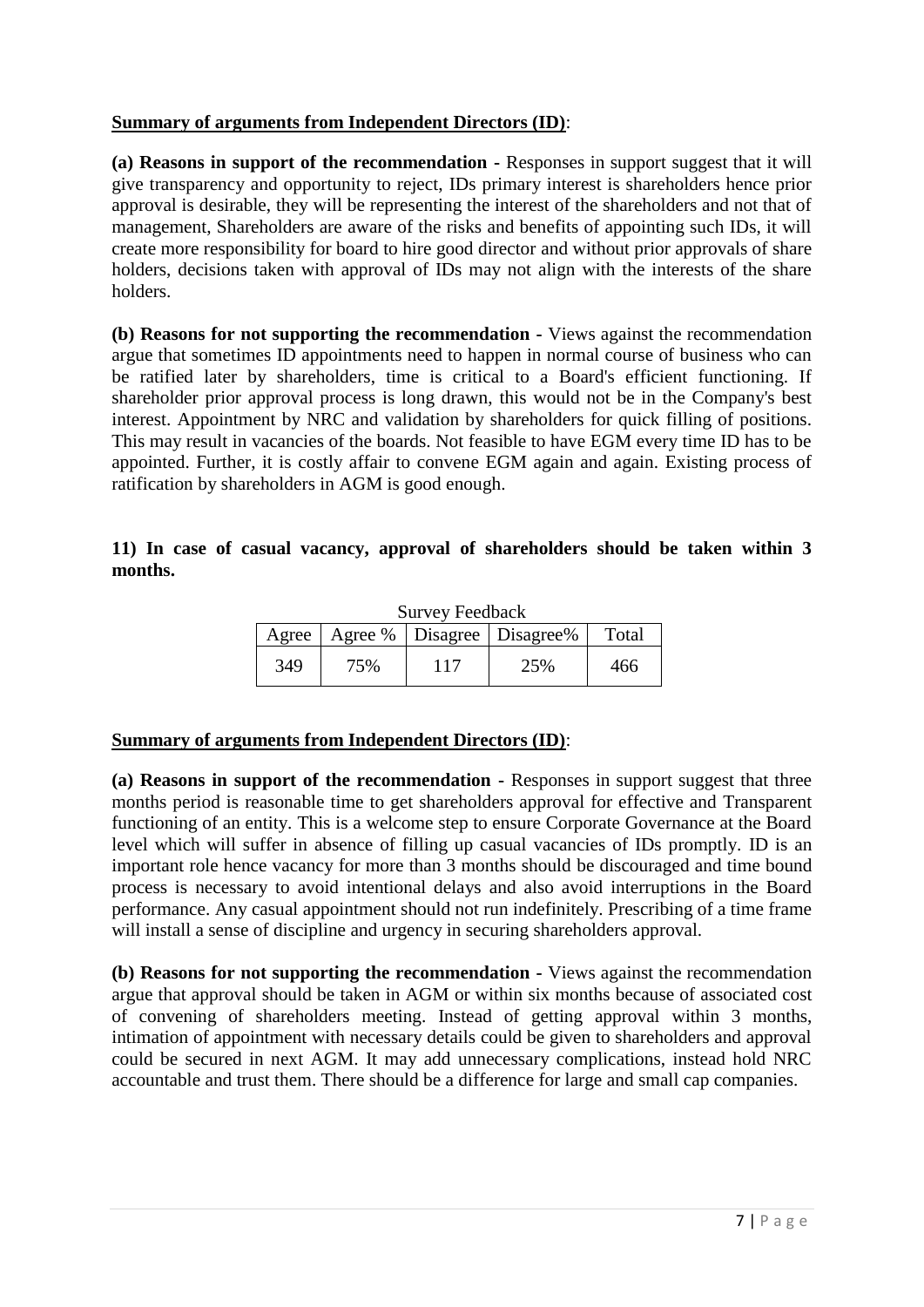**Summary of arguments from Independent Directors (ID)**:

**(a) Reasons in support of the recommendation -** Responses in support suggest that it will give transparency and opportunity to reject, IDs primary interest is shareholders hence prior approval is desirable, they will be representing the interest of the shareholders and not that of management, Shareholders are aware of the risks and benefits of appointing such IDs, it will create more responsibility for board to hire good director and without prior approvals of share holders, decisions taken with approval of IDs may not align with the interests of the share holders.

**(b) Reasons for not supporting the recommendation -** Views against the recommendation argue that sometimes ID appointments need to happen in normal course of business who can be ratified later by shareholders, time is critical to a Board's efficient functioning. If shareholder prior approval process is long drawn, this would not be in the Company's best interest. Appointment by NRC and validation by shareholders for quick filling of positions. This may result in vacancies of the boards. Not feasible to have EGM every time ID has to be appointed. Further, it is costly affair to convene EGM again and again. Existing process of ratification by shareholders in AGM is good enough.

**11) In case of casual vacancy, approval of shareholders should be taken within 3 months.**

Survey Feedback

| Agree | Agree % | Disagree | Disagree% | Total |
|---|---|---|---|---|
| 349 | 75% | 117 | 25% | 466 |

**Summary of arguments from Independent Directors (ID)**:

**(a) Reasons in support of the recommendation -** Responses in support suggest that three months period is reasonable time to get shareholders approval for effective and Transparent functioning of an entity. This is a welcome step to ensure Corporate Governance at the Board level which will suffer in absence of filling up casual vacancies of IDs promptly. ID is an important role hence vacancy for more than 3 months should be discouraged and time bound process is necessary to avoid intentional delays and also avoid interruptions in the Board performance. Any casual appointment should not run indefinitely. Prescribing of a time frame will install a sense of discipline and urgency in securing shareholders approval.

**(b) Reasons for not supporting the recommendation -** Views against the recommendation argue that approval should be taken in AGM or within six months because of associated cost of convening of shareholders meeting. Instead of getting approval within 3 months, intimation of appointment with necessary details could be given to shareholders and approval could be secured in next AGM. It may add unnecessary complications, instead hold NRC accountable and trust them. There should be a difference for large and small cap companies.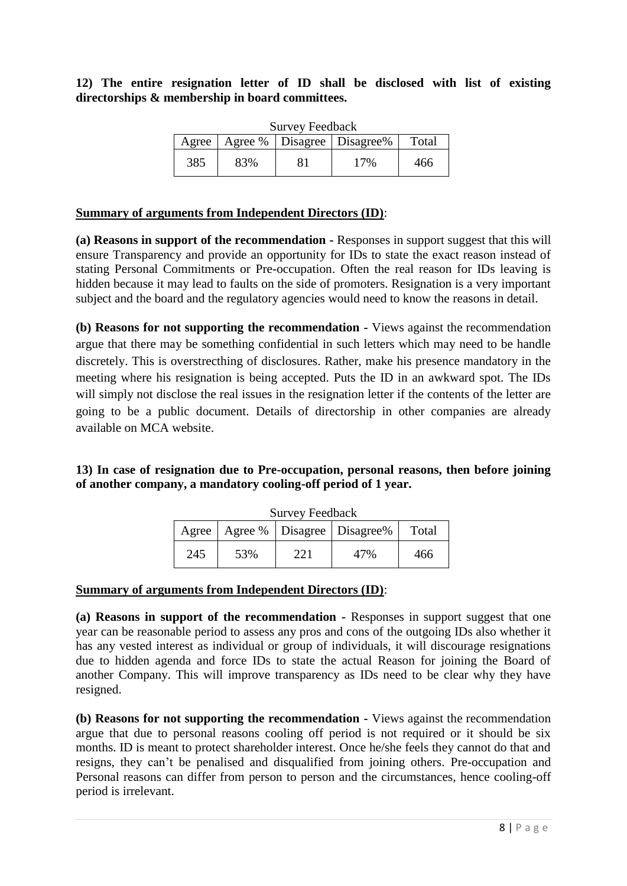**12) The entire resignation letter of ID shall be disclosed with list of existing directorships & membership in board committees.**

Survey Feedback

| Agree | Agree % | Disagree | Disagree% | Total |
|---|---|---|---|---|
| 385 | 83% | 81 | 17% | 466 |

**Summary of arguments from Independent Directors (ID)**:

**(a) Reasons in support of the recommendation -** Responses in support suggest that this will ensure Transparency and provide an opportunity for IDs to state the exact reason instead of stating Personal Commitments or Pre-occupation. Often the real reason for IDs leaving is hidden because it may lead to faults on the side of promoters. Resignation is a very important subject and the board and the regulatory agencies would need to know the reasons in detail.

**(b) Reasons for not supporting the recommendation -** Views against the recommendation argue that there may be something confidential in such letters which may need to be handle discretely. This is overstrecthing of disclosures. Rather, make his presence mandatory in the meeting where his resignation is being accepted. Puts the ID in an awkward spot. The IDs will simply not disclose the real issues in the resignation letter if the contents of the letter are going to be a public document. Details of directorship in other companies are already available on MCA website.

**13) In case of resignation due to Pre-occupation, personal reasons, then before joining of another company, a mandatory cooling-off period of 1 year.**

Survey Feedback

| Agree | Agree % | Disagree | Disagree% | Total |
|---|---|---|---|---|
| 245 | 53% | 221 | 47% | 466 |

**Summary of arguments from Independent Directors (ID)**:

**(a) Reasons in support of the recommendation -** Responses in support suggest that one year can be reasonable period to assess any pros and cons of the outgoing IDs also whether it has any vested interest as individual or group of individuals, it will discourage resignations due to hidden agenda and force IDs to state the actual Reason for joining the Board of another Company. This will improve transparency as IDs need to be clear why they have resigned.

**(b) Reasons for not supporting the recommendation -** Views against the recommendation argue that due to personal reasons cooling off period is not required or it should be six months. ID is meant to protect shareholder interest. Once he/she feels they cannot do that and resigns, they can't be penalised and disqualified from joining others. Pre-occupation and Personal reasons can differ from person to person and the circumstances, hence cooling-off period is irrelevant.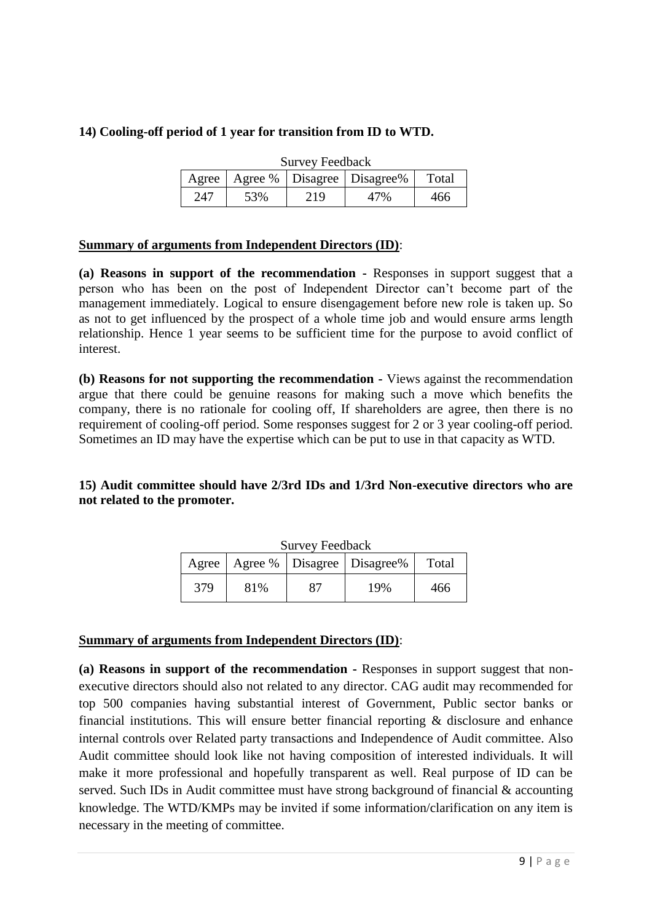**14) Cooling-off period of 1 year for transition from ID to WTD.**

Survey Feedback

| Agree | Agree % | Disagree | Disagree% | Total |
|---|---|---|---|---|
| 247 | 53% | 219 | 47% | 466 |

**Summary of arguments from Independent Directors (ID)**:

**(a) Reasons in support of the recommendation -** Responses in support suggest that a person who has been on the post of Independent Director can't become part of the management immediately. Logical to ensure disengagement before new role is taken up. So as not to get influenced by the prospect of a whole time job and would ensure arms length relationship. Hence 1 year seems to be sufficient time for the purpose to avoid conflict of interest.

**(b) Reasons for not supporting the recommendation -** Views against the recommendation argue that there could be genuine reasons for making such a move which benefits the company, there is no rationale for cooling off, If shareholders are agree, then there is no requirement of cooling-off period. Some responses suggest for 2 or 3 year cooling-off period. Sometimes an ID may have the expertise which can be put to use in that capacity as WTD.

**15) Audit committee should have 2/3rd IDs and 1/3rd Non-executive directors who are not related to the promoter.**

Survey Feedback

| Agree | Agree % | Disagree | Disagree% | Total |
|---|---|---|---|---|
| 379 | 81% | 87 | 19% | 466 |

**Summary of arguments from Independent Directors (ID)**:

**(a) Reasons in support of the recommendation -** Responses in support suggest that non-executive directors should also not related to any director. CAG audit may recommended for top 500 companies having substantial interest of Government, Public sector banks or financial institutions. This will ensure better financial reporting & disclosure and enhance internal controls over Related party transactions and Independence of Audit committee. Also Audit committee should look like not having composition of interested individuals. It will make it more professional and hopefully transparent as well. Real purpose of ID can be served. Such IDs in Audit committee must have strong background of financial & accounting knowledge. The WTD/KMPs may be invited if some information/clarification on any item is necessary in the meeting of committee.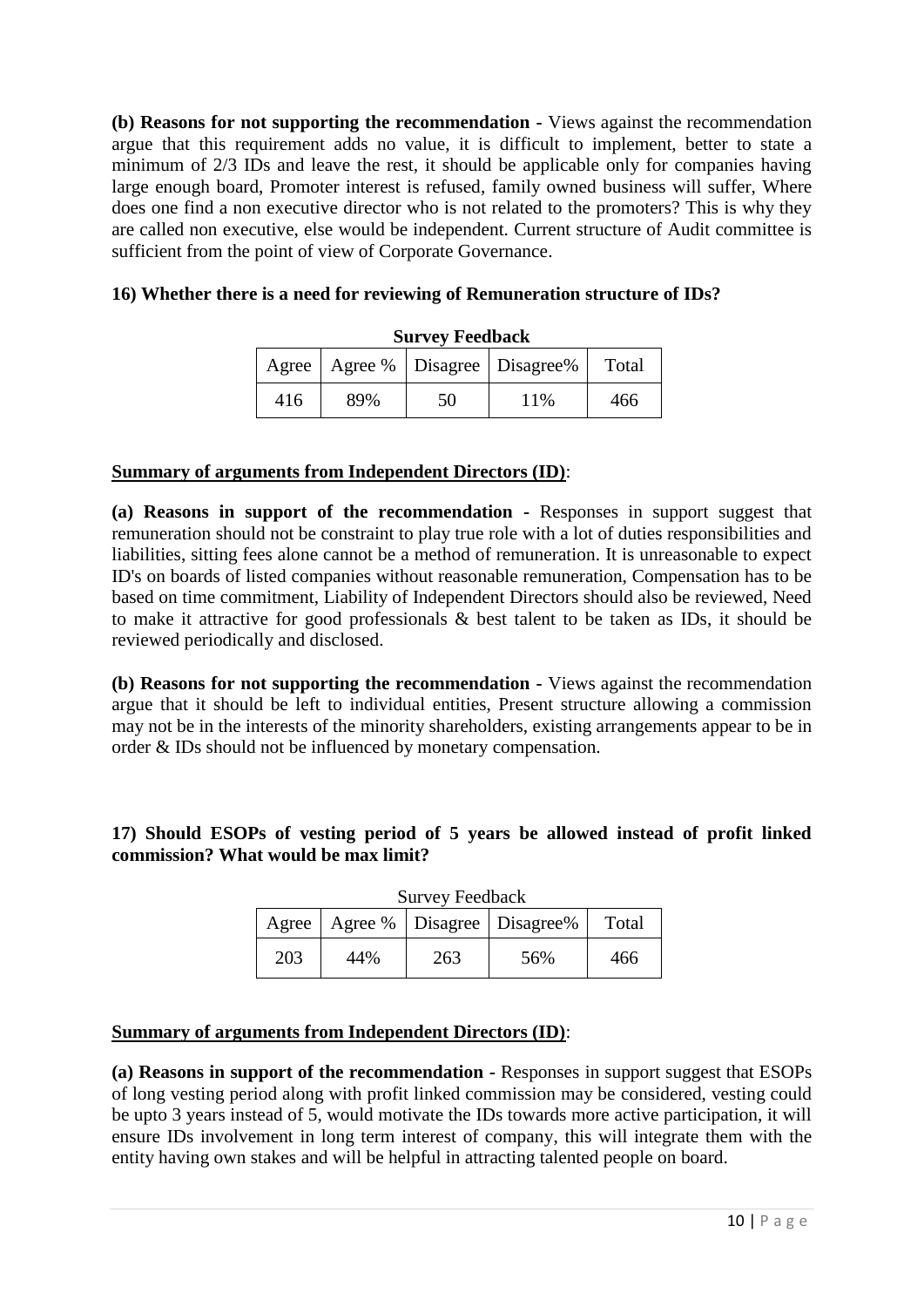**(b) Reasons for not supporting the recommendation -** Views against the recommendation argue that this requirement adds no value, it is difficult to implement, better to state a minimum of 2/3 IDs and leave the rest, it should be applicable only for companies having large enough board, Promoter interest is refused, family owned business will suffer, Where does one find a non executive director who is not related to the promoters? This is why they are called non executive, else would be independent. Current structure of Audit committee is sufficient from the point of view of Corporate Governance.

**16) Whether there is a need for reviewing of Remuneration structure of IDs?**

**Survey Feedback**

| Agree | Agree % | Disagree | Disagree% | Total |
|---|---|---|---|---|
| 416 | 89% | 50 | 11% | 466 |

**Summary of arguments from Independent Directors (ID)**:

**(a) Reasons in support of the recommendation -** Responses in support suggest that remuneration should not be constraint to play true role with a lot of duties responsibilities and liabilities, sitting fees alone cannot be a method of remuneration. It is unreasonable to expect ID's on boards of listed companies without reasonable remuneration, Compensation has to be based on time commitment, Liability of Independent Directors should also be reviewed, Need to make it attractive for good professionals & best talent to be taken as IDs, it should be reviewed periodically and disclosed.

**(b) Reasons for not supporting the recommendation -** Views against the recommendation argue that it should be left to individual entities, Present structure allowing a commission may not be in the interests of the minority shareholders, existing arrangements appear to be in order & IDs should not be influenced by monetary compensation.

**17) Should ESOPs of vesting period of 5 years be allowed instead of profit linked commission? What would be max limit?**

Survey Feedback

| Agree | Agree % | Disagree | Disagree% | Total |
|---|---|---|---|---|
| 203 | 44% | 263 | 56% | 466 |

**Summary of arguments from Independent Directors (ID)**:

**(a) Reasons in support of the recommendation -** Responses in support suggest that ESOPs of long vesting period along with profit linked commission may be considered, vesting could be upto 3 years instead of 5, would motivate the IDs towards more active participation, it will ensure IDs involvement in long term interest of company, this will integrate them with the entity having own stakes and will be helpful in attracting talented people on board.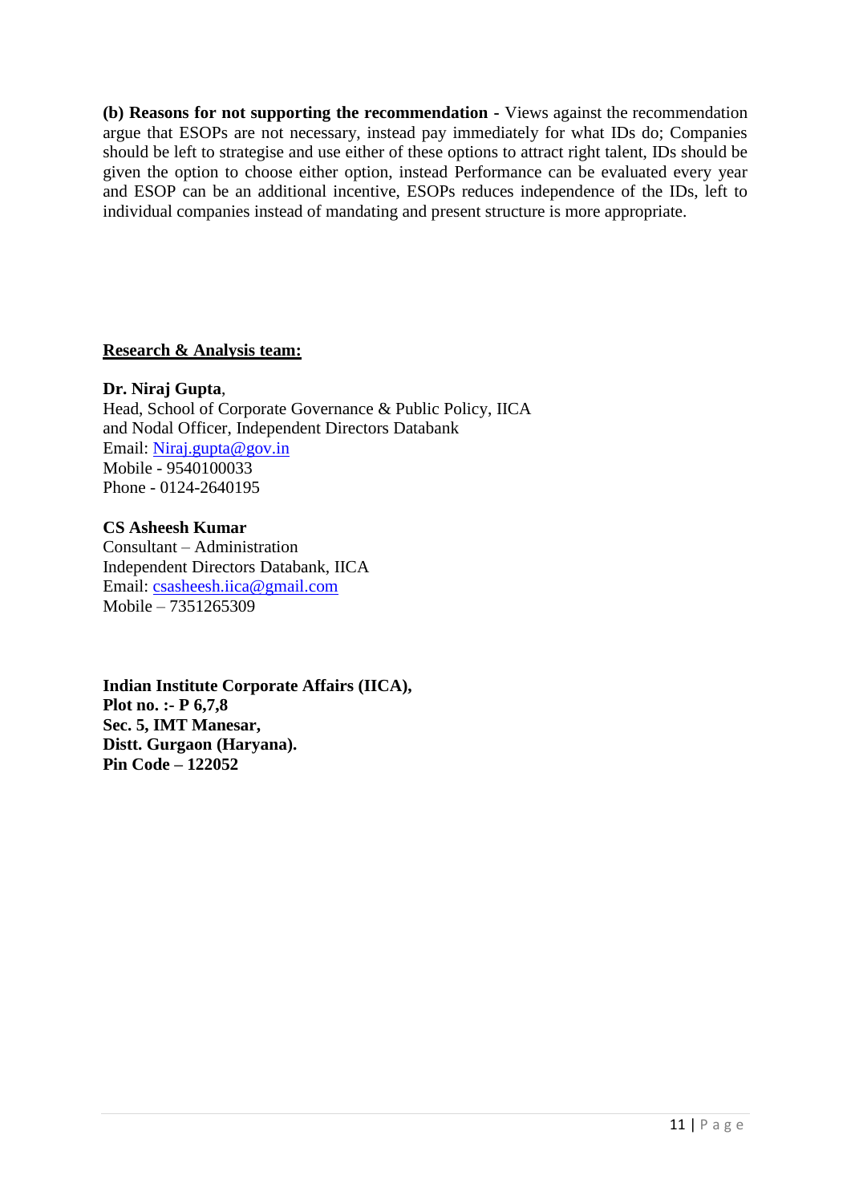**(b) Reasons for not supporting the recommendation** - Views against the recommendation argue that ESOPs are not necessary, instead pay immediately for what IDs do; Companies should be left to strategise and use either of these options to attract right talent, IDs should be given the option to choose either option, instead Performance can be evaluated every year and ESOP can be an additional incentive, ESOPs reduces independence of the IDs, left to individual companies instead of mandating and present structure is more appropriate.

**Research & Analysis team:**

**Dr. Niraj Gupta**,
Head, School of Corporate Governance & Public Policy, IICA
and Nodal Officer, Independent Directors Databank
Email: Niraj.gupta@gov.in
Mobile - 9540100033
Phone - 0124-2640195

**CS Asheesh Kumar**
Consultant – Administration
Independent Directors Databank, IICA
Email: csasheesh.iica@gmail.com
Mobile – 7351265309

**Indian Institute Corporate Affairs (IICA),**
**Plot no. :- P 6,7,8**
**Sec. 5, IMT Manesar,**
**Distt. Gurgaon (Haryana).**
**Pin Code – 122052**